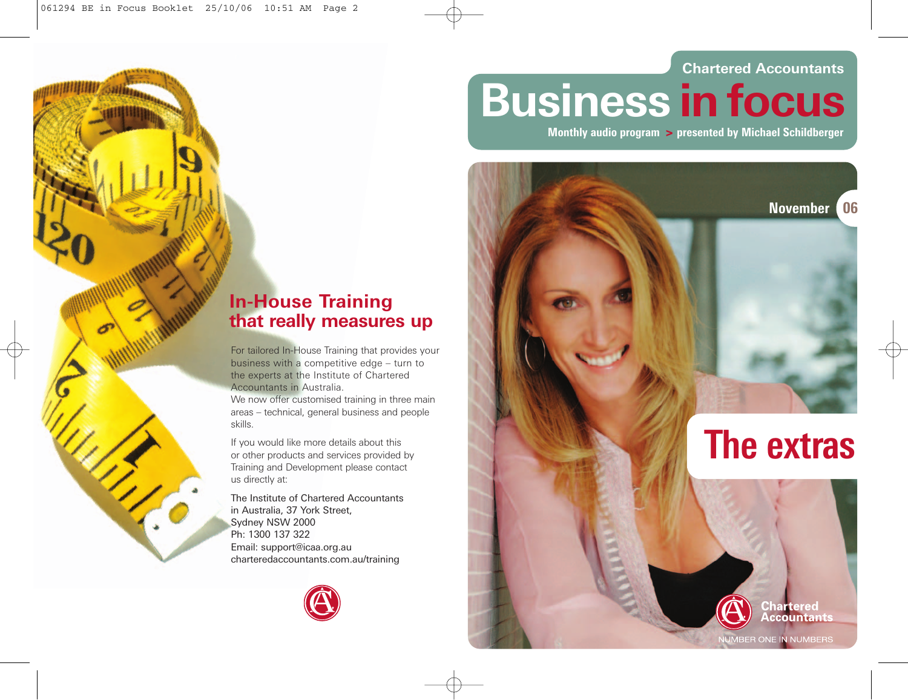## In-House Training that really measures up

For tailored In-House Training that provides your business with a competitive edge – turn to the experts at the Institute of Chartered Accountants in Australia.
We now offer customised training in three main areas – technical, general business and people skills.

If you would like more details about this or other products and services provided by Training and Development please contact us directly at:

The Institute of Chartered Accountants in Australia, 37 York Street,
Sydney NSW 2000
Ph: 1300 137 322
Email: support@icaa.org.au
charteredaccountants.com.au/training

Chartered Accountants

# Business in focus

**Monthly audio program > presented by Michael Schildberger**

November 06

# The extras

Chartered Accountants

NUMBER ONE IN NUMBERS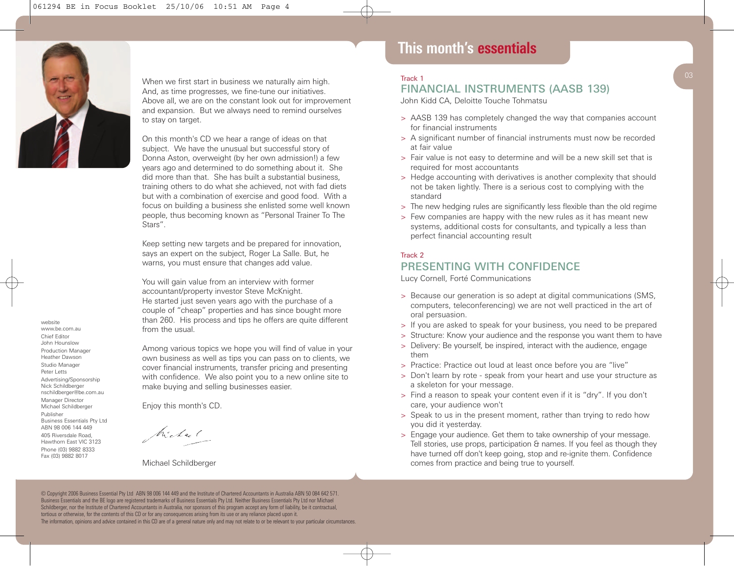When we first start in business we naturally aim high. And, as time progresses, we fine-tune our initiatives. Above all, we are on the constant look out for improvement and expansion. But we always need to remind ourselves to stay on target.

On this month's CD we hear a range of ideas on that subject. We have the unusual but successful story of Donna Aston, overweight (by her own admission!) a few years ago and determined to do something about it. She did more than that. She has built a substantial business, training others to do what she achieved, not with fad diets but with a combination of exercise and good food. With a focus on building a business she enlisted some well known people, thus becoming known as “Personal Trainer To The Stars”.

Keep setting new targets and be prepared for innovation, says an expert on the subject, Roger La Salle. But, he warns, you must ensure that changes add value.

You will gain value from an interview with former accountant/property investor Steve McKnight. He started just seven years ago with the purchase of a couple of “cheap” properties and has since bought more than 260. His process and tips he offers are quite different from the usual.

Among various topics we hope you will find of value in your own business as well as tips you can pass on to clients, we cover financial instruments, transfer pricing and presenting with confidence. We also point you to a new online site to make buying and selling businesses easier.

Enjoy this month's CD.

Michael Schildberger

website
www.be.com.au
Chief Editor
John Hounslow
Production Manager
Heather Dawson
Studio Manager
Peter Letts
Advertising/Sponsorship
Nick Schildberger
nschildberger@be.com.au
Manager Director
Michael Schildberger
Publisher
Business Essentials Pty Ltd
ABN 98 006 144 449
405 Riversdale Road,
Hawthorn East VIC 3123
Phone (03) 9882 8333
Fax (03) 9882 8017

# This month's essentials

Track 1

## FINANCIAL INSTRUMENTS (AASB 139)

John Kidd CA, Deloitte Touche Tohmatsu

> AASB 139 has completely changed the way that companies account for financial instruments
> A significant number of financial instruments must now be recorded at fair value
> Fair value is not easy to determine and will be a new skill set that is required for most accountants
> Hedge accounting with derivatives is another complexity that should not be taken lightly. There is a serious cost to complying with the standard
> The new hedging rules are significantly less flexible than the old regime
> Few companies are happy with the new rules as it has meant new systems, additional costs for consultants, and typically a less than perfect financial accounting result

Track 2

## PRESENTING WITH CONFIDENCE

Lucy Cornell, Forté Communications

> Because our generation is so adept at digital communications (SMS, computers, teleconferencing) we are not well practiced in the art of oral persuasion.
> If you are asked to speak for your business, you need to be prepared
> Structure: Know your audience and the response you want them to have
> Delivery: Be yourself, be inspired, interact with the audience, engage them
> Practice: Practice out loud at least once before you are “live”
> Don't learn by rote - speak from your heart and use your structure as a skeleton for your message.
> Find a reason to speak your content even if it is “dry”. If you don't care, your audience won't
> Speak to us in the present moment, rather than trying to redo how you did it yesterday.
> Engage your audience. Get them to take ownership of your message. Tell stories, use props, participation & names. If you feel as though they have turned off don't keep going, stop and re-ignite them. Confidence comes from practice and being true to yourself.

© Copyright 2006 Business Essential Pty Ltd ABN 98 006 144 449 and the Institute of Chartered Accountants in Australia ABN 50 084 642 571. Business Essentials and the BE logo are registered trademarks of Business Essentials Pty Ltd. Neither Business Essentials Pty Ltd nor Michael Schildberger, nor the Institute of Chartered Accountants in Australia, nor sponsors of this program accept any form of liability, be it contractual, tortious or otherwise, for the contents of this CD or for any consequences arising from its use or any reliance placed upon it.
The information, opinions and advice contained in this CD are of a general nature only and may not relate to or be relevant to your particular circumstances.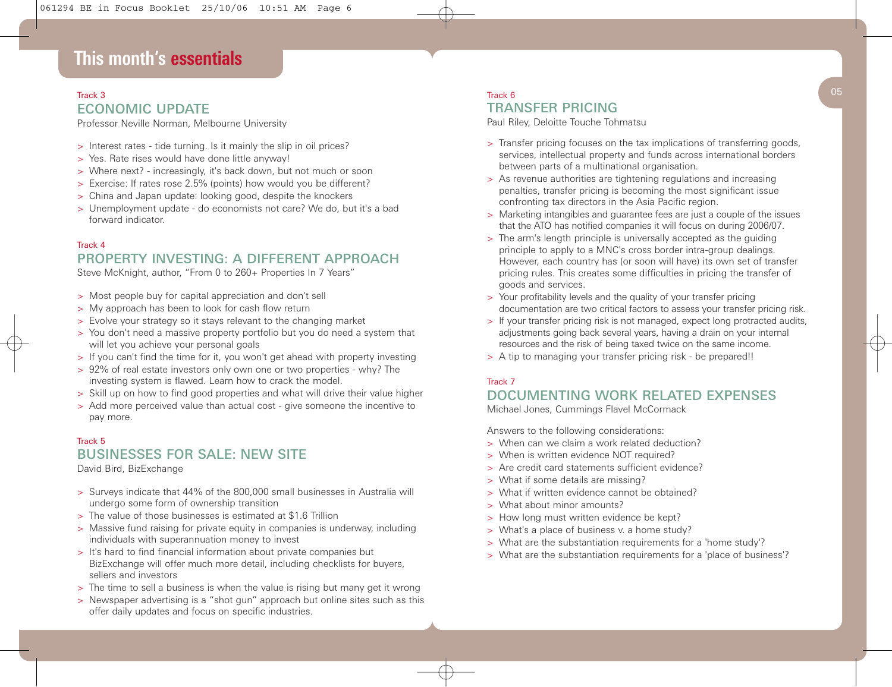# This month's essentials

Track 3

## ECONOMIC UPDATE

Professor Neville Norman, Melbourne University

- Interest rates - tide turning. Is it mainly the slip in oil prices?
- Yes. Rate rises would have done little anyway!
- Where next? - increasingly, it's back down, but not much or soon
- Exercise: If rates rose 2.5% (points) how would you be different?
- China and Japan update: looking good, despite the knockers
- Unemployment update - do economists not care? We do, but it's a bad forward indicator.

Track 4

## PROPERTY INVESTING: A DIFFERENT APPROACH

Steve McKnight, author, "From 0 to 260+ Properties In 7 Years"

- Most people buy for capital appreciation and don't sell
- My approach has been to look for cash flow return
- Evolve your strategy so it stays relevant to the changing market
- You don't need a massive property portfolio but you do need a system that will let you achieve your personal goals
- If you can't find the time for it, you won't get ahead with property investing
- 92% of real estate investors only own one or two properties - why? The investing system is flawed. Learn how to crack the model.
- Skill up on how to find good properties and what will drive their value higher
- Add more perceived value than actual cost - give someone the incentive to pay more.

Track 5

## BUSINESSES FOR SALE: NEW SITE

David Bird, BizExchange

- Surveys indicate that 44% of the 800,000 small businesses in Australia will undergo some form of ownership transition
- The value of those businesses is estimated at $1.6 Trillion
- Massive fund raising for private equity in companies is underway, including individuals with superannuation money to invest
- It's hard to find financial information about private companies but BizExchange will offer much more detail, including checklists for buyers, sellers and investors
- The time to sell a business is when the value is rising but many get it wrong
- Newspaper advertising is a "shot gun" approach but online sites such as this offer daily updates and focus on specific industries.

Track 6

## TRANSFER PRICING

Paul Riley, Deloitte Touche Tohmatsu

- Transfer pricing focuses on the tax implications of transferring goods, services, intellectual property and funds across international borders between parts of a multinational organisation.
- As revenue authorities are tightening regulations and increasing penalties, transfer pricing is becoming the most significant issue confronting tax directors in the Asia Pacific region.
- Marketing intangibles and guarantee fees are just a couple of the issues that the ATO has notified companies it will focus on during 2006/07.
- The arm's length principle is universally accepted as the guiding principle to apply to a MNC's cross border intra-group dealings. However, each country has (or soon will have) its own set of transfer pricing rules. This creates some difficulties in pricing the transfer of goods and services.
- Your profitability levels and the quality of your transfer pricing documentation are two critical factors to assess your transfer pricing risk.
- If your transfer pricing risk is not managed, expect long protracted audits, adjustments going back several years, having a drain on your internal resources and the risk of being taxed twice on the same income.
- A tip to managing your transfer pricing risk - be prepared!!

Track 7

## DOCUMENTING WORK RELATED EXPENSES

Michael Jones, Cummings Flavel McCormack

Answers to the following considerations:

- When can we claim a work related deduction?
- When is written evidence NOT required?
- Are credit card statements sufficient evidence?
- What if some details are missing?
- What if written evidence cannot be obtained?
- What about minor amounts?
- How long must written evidence be kept?
- What's a place of business v. a home study?
- What are the substantiation requirements for a 'home study'?
- What are the substantiation requirements for a 'place of business'?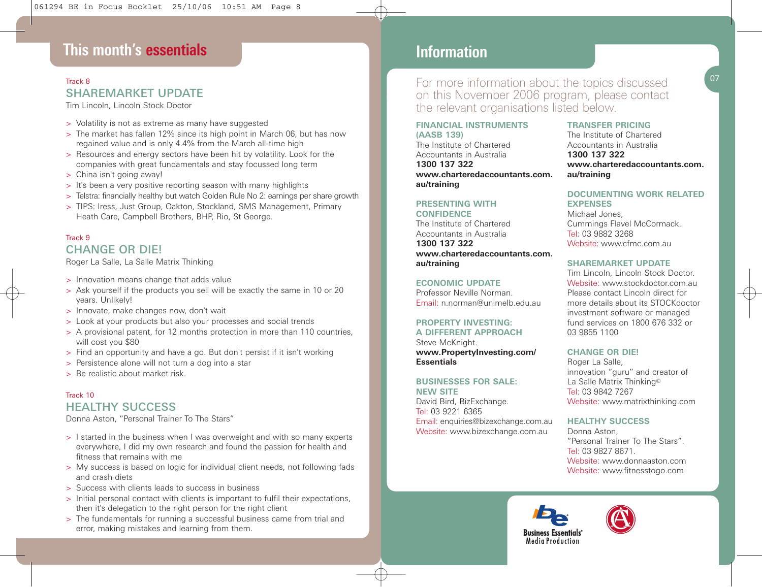# This month's essentials

Track 8

## SHAREMARKET UPDATE

Tim Lincoln, Lincoln Stock Doctor

- Volatility is not as extreme as many have suggested
- The market has fallen 12% since its high point in March 06, but has now regained value and is only 4.4% from the March all-time high
- Resources and energy sectors have been hit by volatility. Look for the companies with great fundamentals and stay focussed long term
- China isn't going away!
- It's been a very positive reporting season with many highlights
- Telstra: financially healthy but watch Golden Rule No 2: earnings per share growth
- TIPS: Iress, Just Group, Oakton, Stockland, SMS Management, Primary Heath Care, Campbell Brothers, BHP, Rio, St George.

Track 9

## CHANGE OR DIE!

Roger La Salle, La Salle Matrix Thinking

- Innovation means change that adds value
- Ask yourself if the products you sell will be exactly the same in 10 or 20 years. Unlikely!
- Innovate, make changes now, don't wait
- Look at your products but also your processes and social trends
- A provisional patent, for 12 months protection in more than 110 countries, will cost you $80
- Find an opportunity and have a go. But don't persist if it isn't working
- Persistence alone will not turn a dog into a star
- Be realistic about market risk.

Track 10

## HEALTHY SUCCESS

Donna Aston, "Personal Trainer To The Stars"

- I started in the business when I was overweight and with so many experts everywhere, I did my own research and found the passion for health and fitness that remains with me
- My success is based on logic for individual client needs, not following fads and crash diets
- Success with clients leads to success in business
- Initial personal contact with clients is important to fulfil their expectations, then it's delegation to the right person for the right client
- The fundamentals for running a successful business came from trial and error, making mistakes and learning from them.

# Information

For more information about the topics discussed on this November 2006 program, please contact the relevant organisations listed below.

### FINANCIAL INSTRUMENTS (AASB 139)

The Institute of Chartered Accountants in Australia
**1300 137 322**
**www.charteredaccountants.com.au/training**

### PRESENTING WITH CONFIDENCE

The Institute of Chartered Accountants in Australia
**1300 137 322**
**www.charteredaccountants.com.au/training**

### ECONOMIC UPDATE

Professor Neville Norman.
Email: n.norman@unimelb.edu.au

### PROPERTY INVESTING: A DIFFERENT APPROACH

Steve McKnight.
**www.PropertyInvesting.com/Essentials**

### BUSINESSES FOR SALE: NEW SITE

David Bird, BizExchange.
Tel: 03 9221 6365
Email: enquiries@bizexchange.com.au
Website: www.bizexchange.com.au

### TRANSFER PRICING

The Institute of Chartered Accountants in Australia
**1300 137 322**
**www.charteredaccountants.com.au/training**

### DOCUMENTING WORK RELATED EXPENSES

Michael Jones,
Cummings Flavel McCormack.
Tel: 03 9882 3268
Website: www.cfmc.com.au

### SHAREMARKET UPDATE

Tim Lincoln, Lincoln Stock Doctor.
Website: www.stockdoctor.com.au
Please contact Lincoln direct for more details about its STOCKdoctor investment software or managed fund services on 1800 676 332 or 03 9855 1100

### CHANGE OR DIE!

Roger La Salle,
innovation "guru" and creator of La Salle Matrix Thinking©
Tel: 03 9842 7267
Website: www.matrixthinking.com

### HEALTHY SUCCESS

Donna Aston,
"Personal Trainer To The Stars".
Tel: 03 9827 8671.
Website: www.donnaaston.com
Website: www.fitnesstogo.com

Business Essentials® Media Production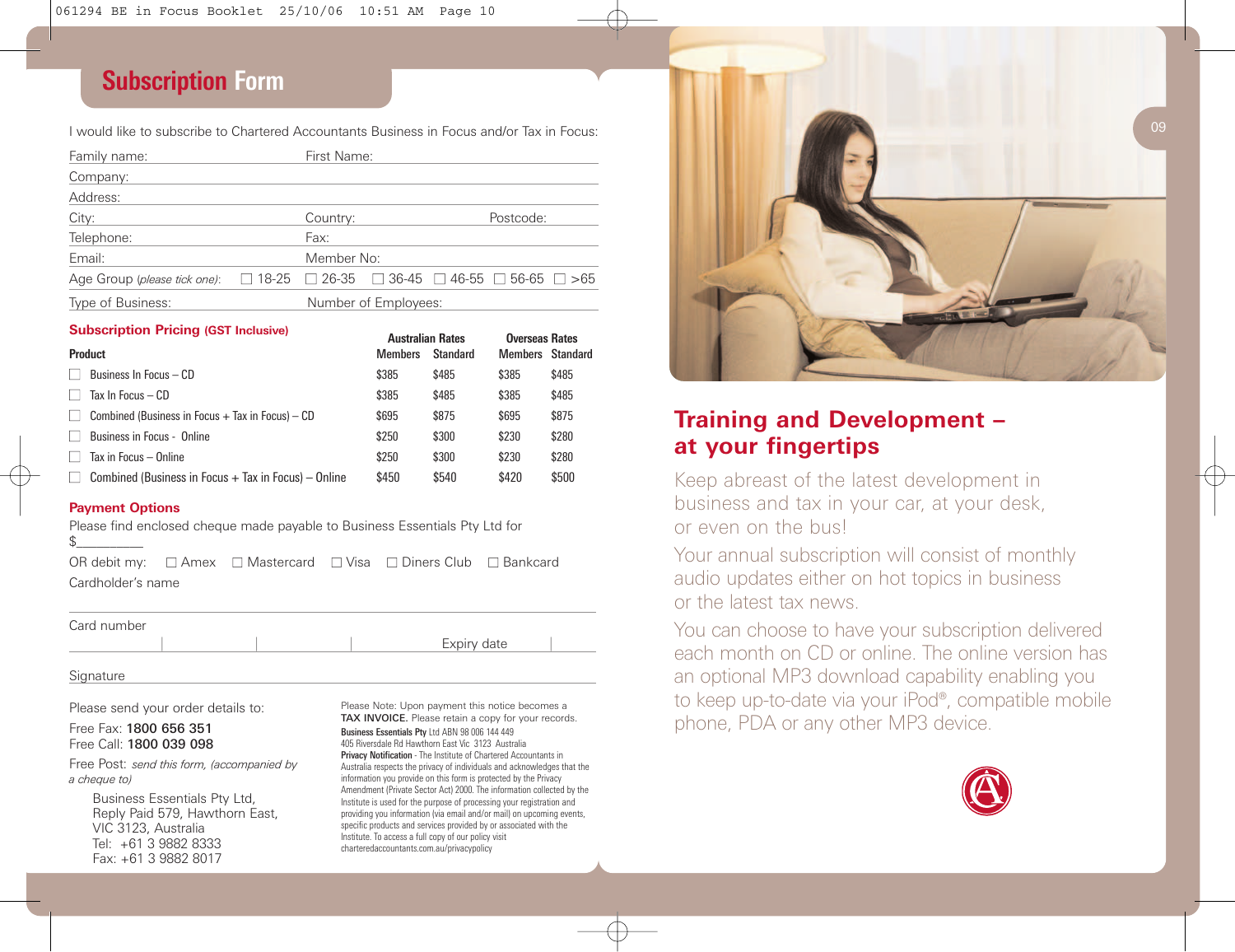## Subscription Form

I would like to subscribe to Chartered Accountants Business in Focus and/or Tax in Focus:

Family name: First Name:

Company:

Address:

City: Country: Postcode:

Telephone: Fax:

Email: Member No:

Age Group (*please tick one*): ☐ 18-25 ☐ 26-35 ☐ 36-45 ☐ 46-55 ☐ 56-65 ☐ >65

Type of Business: Number of Employees:

### Subscription Pricing (GST Inclusive)

| Product | Australian Rates | | Overseas Rates | |
|---|---|---|---|---|
| | Members | Standard | Members | Standard |
| ☐ Business In Focus – CD | $385 | $485 | $385 | $485 |
| ☐ Tax In Focus – CD | $385 | $485 | $385 | $485 |
| ☐ Combined (Business in Focus + Tax in Focus) – CD | $695 | $875 | $695 | $875 |
| ☐ Business in Focus - Online | $250 | $300 | $230 | $280 |
| ☐ Tax in Focus – Online | $250 | $300 | $230 | $280 |
| ☐ Combined (Business in Focus + Tax in Focus) – Online | $450 | $540 | $420 | $500 |

### Payment Options

Please find enclosed cheque made payable to Business Essentials Pty Ltd for $__________

OR debit my: ☐ Amex ☐ Mastercard ☐ Visa ☐ Diners Club ☐ Bankcard

Cardholder's name

Card number

Expiry date

Signature

Please send your order details to:

Free Fax: **1800 656 351**
Free Call: **1800 039 098**

Free Post: *send this form, (accompanied by a cheque to)*

Business Essentials Pty Ltd,
Reply Paid 579, Hawthorn East,
VIC 3123, Australia
Tel: +61 3 9882 8333
Fax: +61 3 9882 8017

Please Note: Upon payment this notice becomes a **TAX INVOICE.** Please retain a copy for your records.

**Business Essentials Pty** Ltd ABN 98 006 144 449
405 Riversdale Rd Hawthorn East Vic 3123 Australia

**Privacy Notification** - The Institute of Chartered Accountants in Australia respects the privacy of individuals and acknowledges that the information you provide on this form is protected by the Privacy Amendment (Private Sector Act) 2000. The information collected by the Institute is used for the purpose of processing your registration and providing you information (via email and/or mail) on upcoming events, specific products and services provided by or associated with the Institute. To access a full copy of our policy visit charteredaccountants.com.au/privacypolicy

## Training and Development – at your fingertips

Keep abreast of the latest development in business and tax in your car, at your desk, or even on the bus!

Your annual subscription will consist of monthly audio updates either on hot topics in business or the latest tax news.

You can choose to have your subscription delivered each month on CD or online. The online version has an optional MP3 download capability enabling you to keep up-to-date via your iPod®, compatible mobile phone, PDA or any other MP3 device.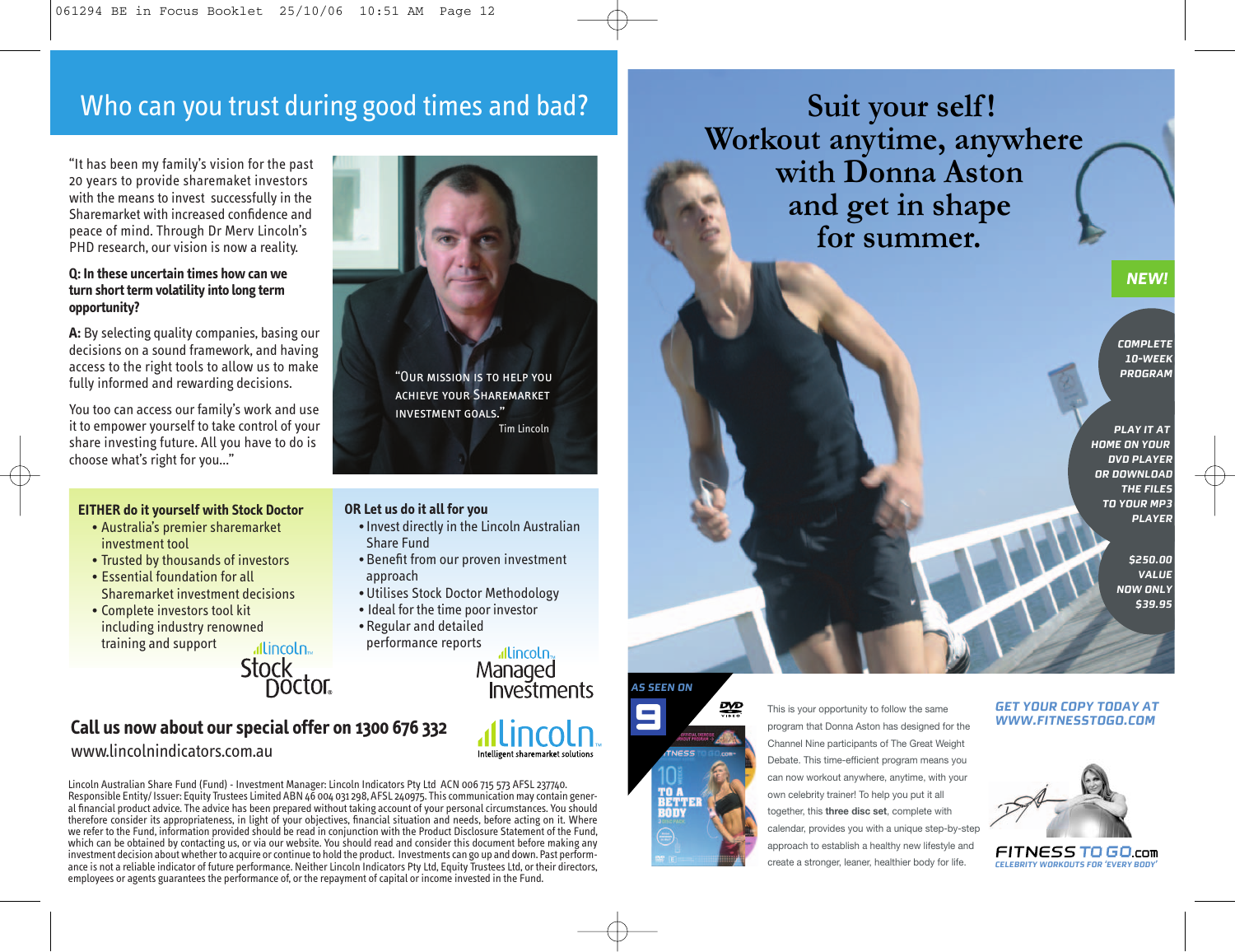# Who can you trust during good times and bad?

"It has been my family's vision for the past 20 years to provide sharemaket investors with the means to invest successfully in the Sharemarket with increased confidence and peace of mind. Through Dr Merv Lincoln's PHD research, our vision is now a reality.

**Q: In these uncertain times how can we turn short term volatility into long term opportunity?**

**A:** By selecting quality companies, basing our decisions on a sound framework, and having access to the right tools to allow us to make fully informed and rewarding decisions.

You too can access our family's work and use it to empower yourself to take control of your share investing future. All you have to do is choose what's right for you..."

"Our mission is to help you achieve your Sharemarket investment goals."
Tim Lincoln

**EITHER do it yourself with Stock Doctor**

- Australia's premier sharemarket investment tool
- Trusted by thousands of investors
- Essential foundation for all Sharemarket investment decisions
- Complete investors tool kit including industry renowned training and support

Lincoln Stock Doctor

**OR Let us do it all for you**

- Invest directly in the Lincoln Australian Share Fund
- Benefit from our proven investment approach
- Utilises Stock Doctor Methodology
- Ideal for the time poor investor
- Regular and detailed performance reports

Lincoln Managed Investments

**Call us now about our special offer on 1300 676 332**

www.lincolnindicators.com.au

Lincoln — Intelligent sharemarket solutions

Lincoln Australian Share Fund (Fund) - Investment Manager: Lincoln Indicators Pty Ltd ACN 006 715 573 AFSL 237740. Responsible Entity/ Issuer: Equity Trustees Limited ABN 46 004 031 298, AFSL 240975. This communication may contain general financial product advice. The advice has been prepared without taking account of your personal circumstances. You should therefore consider its appropriateness, in light of your objectives, financial situation and needs, before acting on it. Where we refer to the Fund, information provided should be read in conjunction with the Product Disclosure Statement of the Fund, which can be obtained by contacting us, or via our website. You should read and consider this document before making any investment decision about whether to acquire or continue to hold the product. Investments can go up and down. Past performance is not a reliable indicator of future performance. Neither Lincoln Indicators Pty Ltd, Equity Trustees Ltd, or their directors, employees or agents guarantees the performance of, or the repayment of capital or income invested in the Fund.

# Suit your self! Workout anytime, anywhere with Donna Aston and get in shape for summer.

**NEW!**

COMPLETE 10-WEEK PROGRAM

PLAY IT AT HOME ON YOUR DVD PLAYER OR DOWNLOAD THE FILES TO YOUR MP3 PLAYER

$250.00 VALUE NOW ONLY $39.95

AS SEEN ON 9

This is your opportunity to follow the same program that Donna Aston has designed for the Channel Nine participants of The Great Weight Debate. This time-efficient program means you can now workout anywhere, anytime, with your own celebrity trainer! To help you put it all together, this **three disc set**, complete with calendar, provides you with a unique step-by-step approach to establish a healthy new lifestyle and create a stronger, leaner, healthier body for life.

**GET YOUR COPY TODAY AT WWW.FITNESSTOGO.COM**

FITNESS TO GO.com
CELEBRITY WORKOUTS FOR 'EVERY BODY'